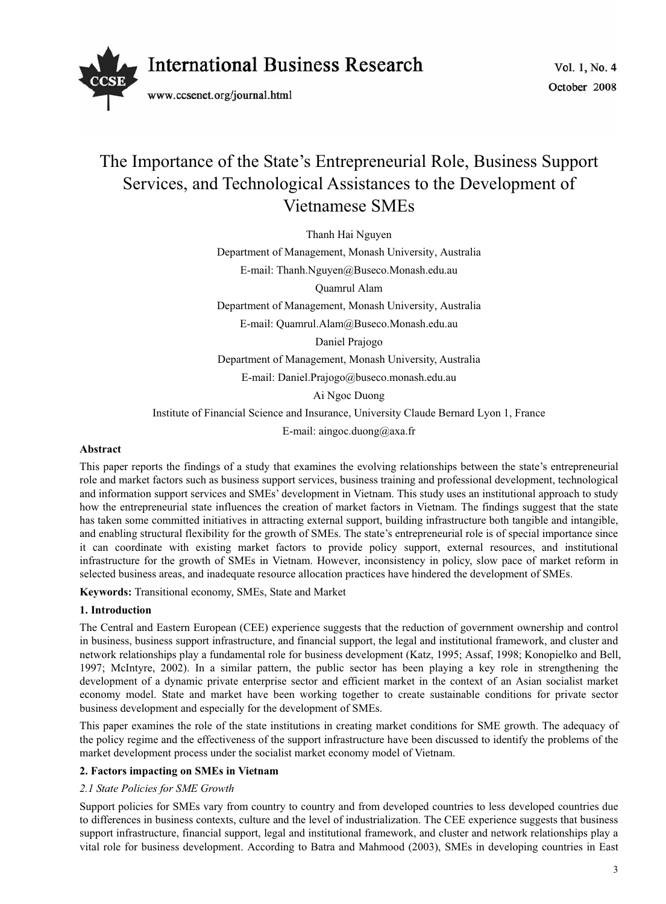# The Importance of the State's Entrepreneurial Role, Business Support Services, and Technological Assistances to the Development of Vietnamese SMEs

Thanh Hai Nguyen

Department of Management, Monash University, Australia

E-mail: Thanh.Nguyen@Buseco.Monash.edu.au

Quamrul Alam

Department of Management, Monash University, Australia

E-mail: Quamrul.Alam@Buseco.Monash.edu.au

Daniel Prajogo

Department of Management, Monash University, Australia

E-mail: Daniel.Prajogo@buseco.monash.edu.au

Ai Ngoc Duong

Institute of Financial Science and Insurance, University Claude Bernard Lyon 1, France

E-mail: aingoc.duong@axa.fr

**Abstract**

This paper reports the findings of a study that examines the evolving relationships between the state's entrepreneurial role and market factors such as business support services, business training and professional development, technological and information support services and SMEs' development in Vietnam. This study uses an institutional approach to study how the entrepreneurial state influences the creation of market factors in Vietnam. The findings suggest that the state has taken some committed initiatives in attracting external support, building infrastructure both tangible and intangible, and enabling structural flexibility for the growth of SMEs. The state's entrepreneurial role is of special importance since it can coordinate with existing market factors to provide policy support, external resources, and institutional infrastructure for the growth of SMEs in Vietnam. However, inconsistency in policy, slow pace of market reform in selected business areas, and inadequate resource allocation practices have hindered the development of SMEs.

**Keywords:** Transitional economy, SMEs, State and Market

## 1. Introduction

The Central and Eastern European (CEE) experience suggests that the reduction of government ownership and control in business, business support infrastructure, and financial support, the legal and institutional framework, and cluster and network relationships play a fundamental role for business development (Katz, 1995; Assaf, 1998; Konopielko and Bell, 1997; McIntyre, 2002). In a similar pattern, the public sector has been playing a key role in strengthening the development of a dynamic private enterprise sector and efficient market in the context of an Asian socialist market economy model. State and market have been working together to create sustainable conditions for private sector business development and especially for the development of SMEs.

This paper examines the role of the state institutions in creating market conditions for SME growth. The adequacy of the policy regime and the effectiveness of the support infrastructure have been discussed to identify the problems of the market development process under the socialist market economy model of Vietnam.

## 2. Factors impacting on SMEs in Vietnam

### *2.1 State Policies for SME Growth*

Support policies for SMEs vary from country to country and from developed countries to less developed countries due to differences in business contexts, culture and the level of industrialization. The CEE experience suggests that business support infrastructure, financial support, legal and institutional framework, and cluster and network relationships play a vital role for business development. According to Batra and Mahmood (2003), SMEs in developing countries in East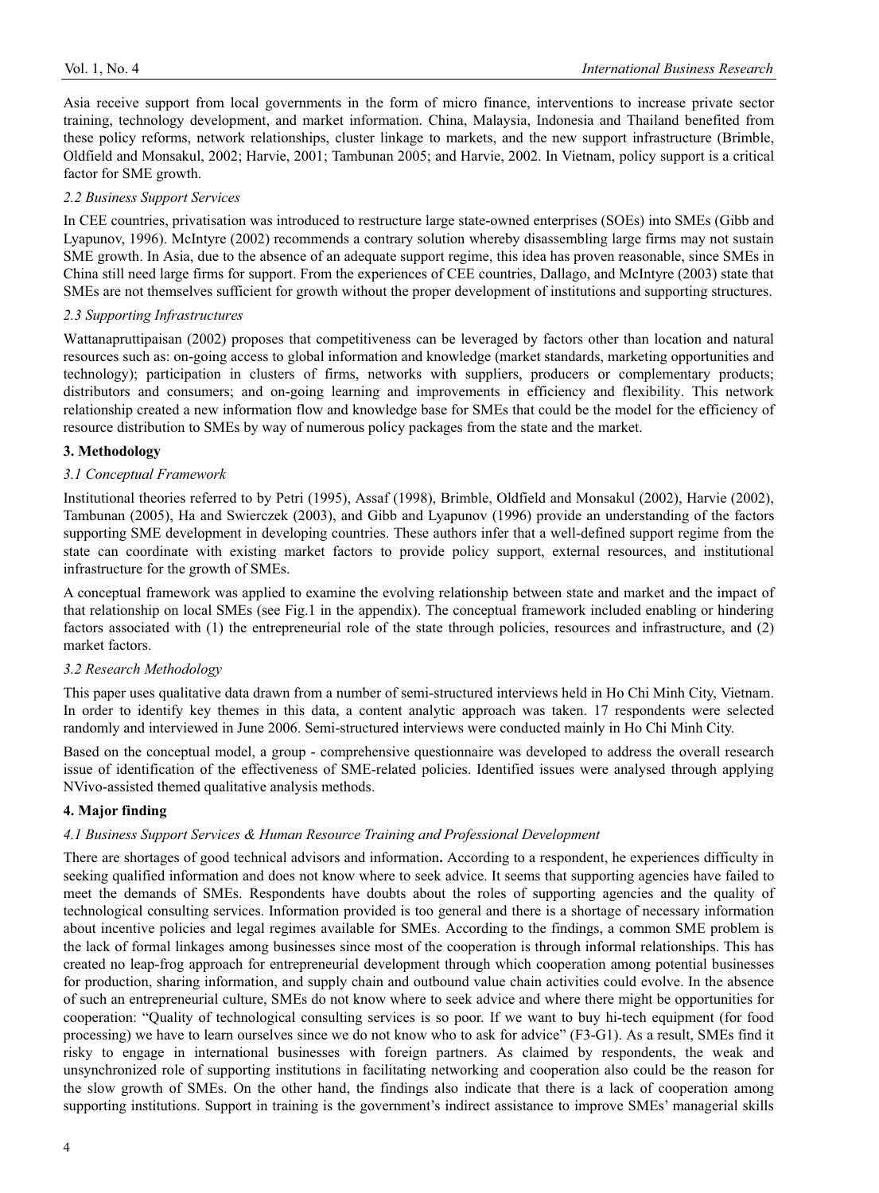Asia receive support from local governments in the form of micro finance, interventions to increase private sector training, technology development, and market information. China, Malaysia, Indonesia and Thailand benefited from these policy reforms, network relationships, cluster linkage to markets, and the new support infrastructure (Brimble, Oldfield and Monsakul, 2002; Harvie, 2001; Tambunan 2005; and Harvie, 2002. In Vietnam, policy support is a critical factor for SME growth.

### *2.2 Business Support Services*

In CEE countries, privatisation was introduced to restructure large state-owned enterprises (SOEs) into SMEs (Gibb and Lyapunov, 1996). McIntyre (2002) recommends a contrary solution whereby disassembling large firms may not sustain SME growth. In Asia, due to the absence of an adequate support regime, this idea has proven reasonable, since SMEs in China still need large firms for support. From the experiences of CEE countries, Dallago, and McIntyre (2003) state that SMEs are not themselves sufficient for growth without the proper development of institutions and supporting structures.

### *2.3 Supporting Infrastructures*

Wattanapruttipaisan (2002) proposes that competitiveness can be leveraged by factors other than location and natural resources such as: on-going access to global information and knowledge (market standards, marketing opportunities and technology); participation in clusters of firms, networks with suppliers, producers or complementary products; distributors and consumers; and on-going learning and improvements in efficiency and flexibility. This network relationship created a new information flow and knowledge base for SMEs that could be the model for the efficiency of resource distribution to SMEs by way of numerous policy packages from the state and the market.

## 3. Methodology

### *3.1 Conceptual Framework*

Institutional theories referred to by Petri (1995), Assaf (1998), Brimble, Oldfield and Monsakul (2002), Harvie (2002), Tambunan (2005), Ha and Swierczek (2003), and Gibb and Lyapunov (1996) provide an understanding of the factors supporting SME development in developing countries. These authors infer that a well-defined support regime from the state can coordinate with existing market factors to provide policy support, external resources, and institutional infrastructure for the growth of SMEs.

A conceptual framework was applied to examine the evolving relationship between state and market and the impact of that relationship on local SMEs (see Fig.1 in the appendix). The conceptual framework included enabling or hindering factors associated with (1) the entrepreneurial role of the state through policies, resources and infrastructure, and (2) market factors.

### *3.2 Research Methodology*

This paper uses qualitative data drawn from a number of semi-structured interviews held in Ho Chi Minh City, Vietnam. In order to identify key themes in this data, a content analytic approach was taken. 17 respondents were selected randomly and interviewed in June 2006. Semi-structured interviews were conducted mainly in Ho Chi Minh City.

Based on the conceptual model, a group - comprehensive questionnaire was developed to address the overall research issue of identification of the effectiveness of SME-related policies. Identified issues were analysed through applying NVivo-assisted themed qualitative analysis methods.

## 4. Major finding

### *4.1 Business Support Services & Human Resource Training and Professional Development*

There are shortages of good technical advisors and information**.** According to a respondent, he experiences difficulty in seeking qualified information and does not know where to seek advice. It seems that supporting agencies have failed to meet the demands of SMEs. Respondents have doubts about the roles of supporting agencies and the quality of technological consulting services. Information provided is too general and there is a shortage of necessary information about incentive policies and legal regimes available for SMEs. According to the findings, a common SME problem is the lack of formal linkages among businesses since most of the cooperation is through informal relationships. This has created no leap-frog approach for entrepreneurial development through which cooperation among potential businesses for production, sharing information, and supply chain and outbound value chain activities could evolve. In the absence of such an entrepreneurial culture, SMEs do not know where to seek advice and where there might be opportunities for cooperation: "Quality of technological consulting services is so poor. If we want to buy hi-tech equipment (for food processing) we have to learn ourselves since we do not know who to ask for advice" (F3-G1). As a result, SMEs find it risky to engage in international businesses with foreign partners. As claimed by respondents, the weak and unsynchronized role of supporting institutions in facilitating networking and cooperation also could be the reason for the slow growth of SMEs. On the other hand, the findings also indicate that there is a lack of cooperation among supporting institutions. Support in training is the government's indirect assistance to improve SMEs' managerial skills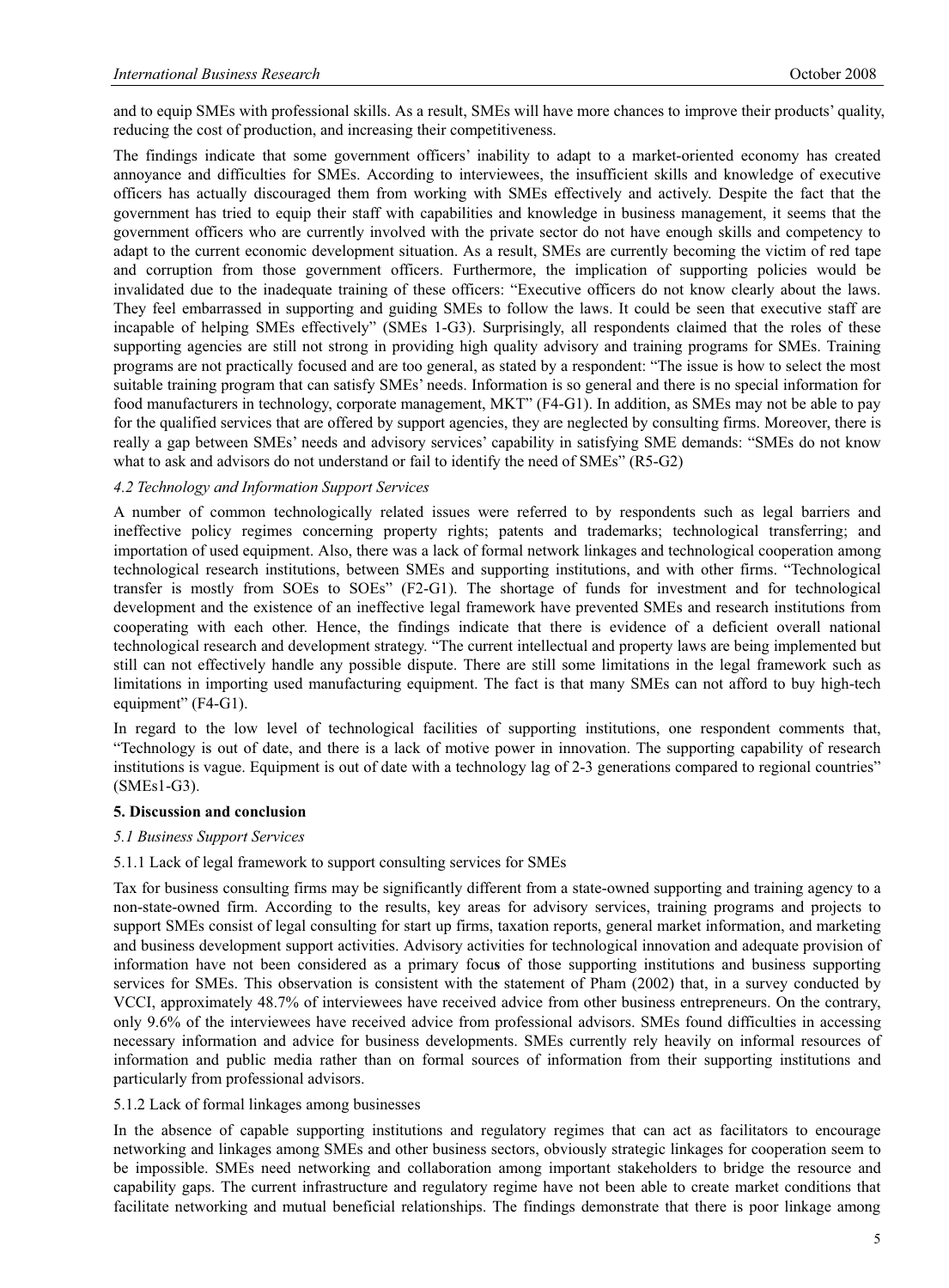and to equip SMEs with professional skills. As a result, SMEs will have more chances to improve their products' quality, reducing the cost of production, and increasing their competitiveness.

The findings indicate that some government officers' inability to adapt to a market-oriented economy has created annoyance and difficulties for SMEs. According to interviewees, the insufficient skills and knowledge of executive officers has actually discouraged them from working with SMEs effectively and actively. Despite the fact that the government has tried to equip their staff with capabilities and knowledge in business management, it seems that the government officers who are currently involved with the private sector do not have enough skills and competency to adapt to the current economic development situation. As a result, SMEs are currently becoming the victim of red tape and corruption from those government officers. Furthermore, the implication of supporting policies would be invalidated due to the inadequate training of these officers: "Executive officers do not know clearly about the laws. They feel embarrassed in supporting and guiding SMEs to follow the laws. It could be seen that executive staff are incapable of helping SMEs effectively" (SMEs 1-G3). Surprisingly, all respondents claimed that the roles of these supporting agencies are still not strong in providing high quality advisory and training programs for SMEs. Training programs are not practically focused and are too general, as stated by a respondent: "The issue is how to select the most suitable training program that can satisfy SMEs' needs. Information is so general and there is no special information for food manufacturers in technology, corporate management, MKT" (F4-G1). In addition, as SMEs may not be able to pay for the qualified services that are offered by support agencies, they are neglected by consulting firms. Moreover, there is really a gap between SMEs' needs and advisory services' capability in satisfying SME demands: "SMEs do not know what to ask and advisors do not understand or fail to identify the need of SMEs" (R5-G2)

### *4.2 Technology and Information Support Services*

A number of common technologically related issues were referred to by respondents such as legal barriers and ineffective policy regimes concerning property rights; patents and trademarks; technological transferring; and importation of used equipment. Also, there was a lack of formal network linkages and technological cooperation among technological research institutions, between SMEs and supporting institutions, and with other firms. "Technological transfer is mostly from SOEs to SOEs" (F2-G1). The shortage of funds for investment and for technological development and the existence of an ineffective legal framework have prevented SMEs and research institutions from cooperating with each other. Hence, the findings indicate that there is evidence of a deficient overall national technological research and development strategy. "The current intellectual and property laws are being implemented but still can not effectively handle any possible dispute. There are still some limitations in the legal framework such as limitations in importing used manufacturing equipment. The fact is that many SMEs can not afford to buy high-tech equipment" (F4-G1).

In regard to the low level of technological facilities of supporting institutions, one respondent comments that, "Technology is out of date, and there is a lack of motive power in innovation. The supporting capability of research institutions is vague. Equipment is out of date with a technology lag of 2-3 generations compared to regional countries" (SMEs1-G3).

## **5. Discussion and conclusion**

### *5.1 Business Support Services*

#### 5.1.1 Lack of legal framework to support consulting services for SMEs

Tax for business consulting firms may be significantly different from a state-owned supporting and training agency to a non-state-owned firm. According to the results, key areas for advisory services, training programs and projects to support SMEs consist of legal consulting for start up firms, taxation reports, general market information, and marketing and business development support activities. Advisory activities for technological innovation and adequate provision of information have not been considered as a primary focus of those supporting institutions and business supporting services for SMEs. This observation is consistent with the statement of Pham (2002) that, in a survey conducted by VCCI, approximately 48.7% of interviewees have received advice from other business entrepreneurs. On the contrary, only 9.6% of the interviewees have received advice from professional advisors. SMEs found difficulties in accessing necessary information and advice for business developments. SMEs currently rely heavily on informal resources of information and public media rather than on formal sources of information from their supporting institutions and particularly from professional advisors.

#### 5.1.2 Lack of formal linkages among businesses

In the absence of capable supporting institutions and regulatory regimes that can act as facilitators to encourage networking and linkages among SMEs and other business sectors, obviously strategic linkages for cooperation seem to be impossible. SMEs need networking and collaboration among important stakeholders to bridge the resource and capability gaps. The current infrastructure and regulatory regime have not been able to create market conditions that facilitate networking and mutual beneficial relationships. The findings demonstrate that there is poor linkage among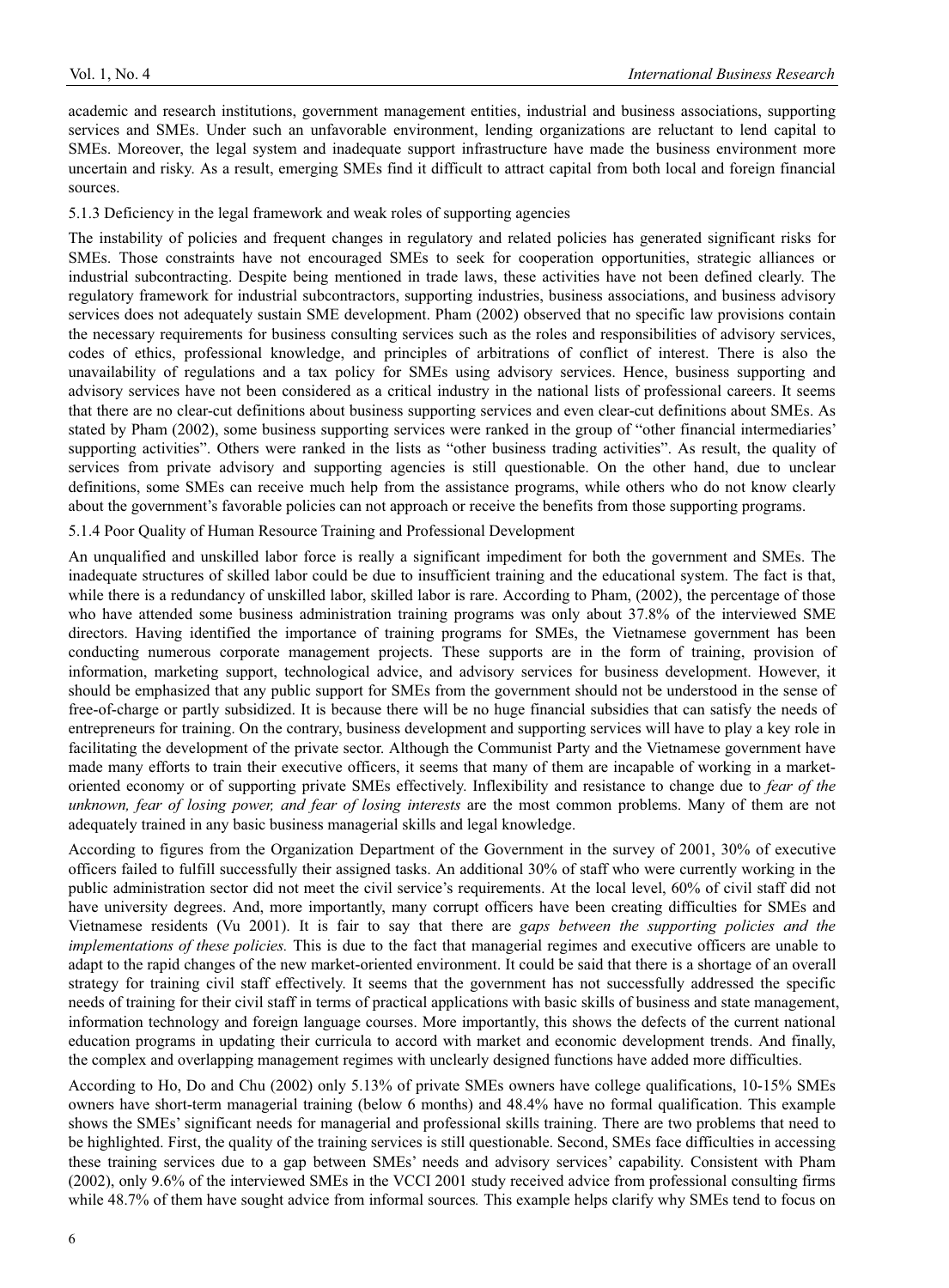academic and research institutions, government management entities, industrial and business associations, supporting services and SMEs. Under such an unfavorable environment, lending organizations are reluctant to lend capital to SMEs. Moreover, the legal system and inadequate support infrastructure have made the business environment more uncertain and risky. As a result, emerging SMEs find it difficult to attract capital from both local and foreign financial sources.

#### 5.1.3 Deficiency in the legal framework and weak roles of supporting agencies

The instability of policies and frequent changes in regulatory and related policies has generated significant risks for SMEs. Those constraints have not encouraged SMEs to seek for cooperation opportunities, strategic alliances or industrial subcontracting. Despite being mentioned in trade laws, these activities have not been defined clearly. The regulatory framework for industrial subcontractors, supporting industries, business associations, and business advisory services does not adequately sustain SME development. Pham (2002) observed that no specific law provisions contain the necessary requirements for business consulting services such as the roles and responsibilities of advisory services, codes of ethics, professional knowledge, and principles of arbitrations of conflict of interest. There is also the unavailability of regulations and a tax policy for SMEs using advisory services. Hence, business supporting and advisory services have not been considered as a critical industry in the national lists of professional careers. It seems that there are no clear-cut definitions about business supporting services and even clear-cut definitions about SMEs. As stated by Pham (2002), some business supporting services were ranked in the group of "other financial intermediaries' supporting activities". Others were ranked in the lists as "other business trading activities". As result, the quality of services from private advisory and supporting agencies is still questionable. On the other hand, due to unclear definitions, some SMEs can receive much help from the assistance programs, while others who do not know clearly about the government's favorable policies can not approach or receive the benefits from those supporting programs.

#### 5.1.4 Poor Quality of Human Resource Training and Professional Development

An unqualified and unskilled labor force is really a significant impediment for both the government and SMEs. The inadequate structures of skilled labor could be due to insufficient training and the educational system. The fact is that, while there is a redundancy of unskilled labor, skilled labor is rare. According to Pham, (2002), the percentage of those who have attended some business administration training programs was only about 37.8% of the interviewed SME directors. Having identified the importance of training programs for SMEs, the Vietnamese government has been conducting numerous corporate management projects. These supports are in the form of training, provision of information, marketing support, technological advice, and advisory services for business development. However, it should be emphasized that any public support for SMEs from the government should not be understood in the sense of free-of-charge or partly subsidized. It is because there will be no huge financial subsidies that can satisfy the needs of entrepreneurs for training. On the contrary, business development and supporting services will have to play a key role in facilitating the development of the private sector. Although the Communist Party and the Vietnamese government have made many efforts to train their executive officers, it seems that many of them are incapable of working in a market-oriented economy or of supporting private SMEs effectively. Inflexibility and resistance to change due to *fear of the unknown, fear of losing power, and fear of losing interests* are the most common problems. Many of them are not adequately trained in any basic business managerial skills and legal knowledge.

According to figures from the Organization Department of the Government in the survey of 2001, 30% of executive officers failed to fulfill successfully their assigned tasks. An additional 30% of staff who were currently working in the public administration sector did not meet the civil service's requirements. At the local level, 60% of civil staff did not have university degrees. And, more importantly, many corrupt officers have been creating difficulties for SMEs and Vietnamese residents (Vu 2001). It is fair to say that there are *gaps between the supporting policies and the implementations of these policies.* This is due to the fact that managerial regimes and executive officers are unable to adapt to the rapid changes of the new market-oriented environment. It could be said that there is a shortage of an overall strategy for training civil staff effectively. It seems that the government has not successfully addressed the specific needs of training for their civil staff in terms of practical applications with basic skills of business and state management, information technology and foreign language courses. More importantly, this shows the defects of the current national education programs in updating their curricula to accord with market and economic development trends. And finally, the complex and overlapping management regimes with unclearly designed functions have added more difficulties.

According to Ho, Do and Chu (2002) only 5.13% of private SMEs owners have college qualifications, 10-15% SMEs owners have short-term managerial training (below 6 months) and 48.4% have no formal qualification. This example shows the SMEs' significant needs for managerial and professional skills training. There are two problems that need to be highlighted. First, the quality of the training services is still questionable. Second, SMEs face difficulties in accessing these training services due to a gap between SMEs' needs and advisory services' capability. Consistent with Pham (2002), only 9.6% of the interviewed SMEs in the VCCI 2001 study received advice from professional consulting firms while 48.7% of them have sought advice from informal sources. This example helps clarify why SMEs tend to focus on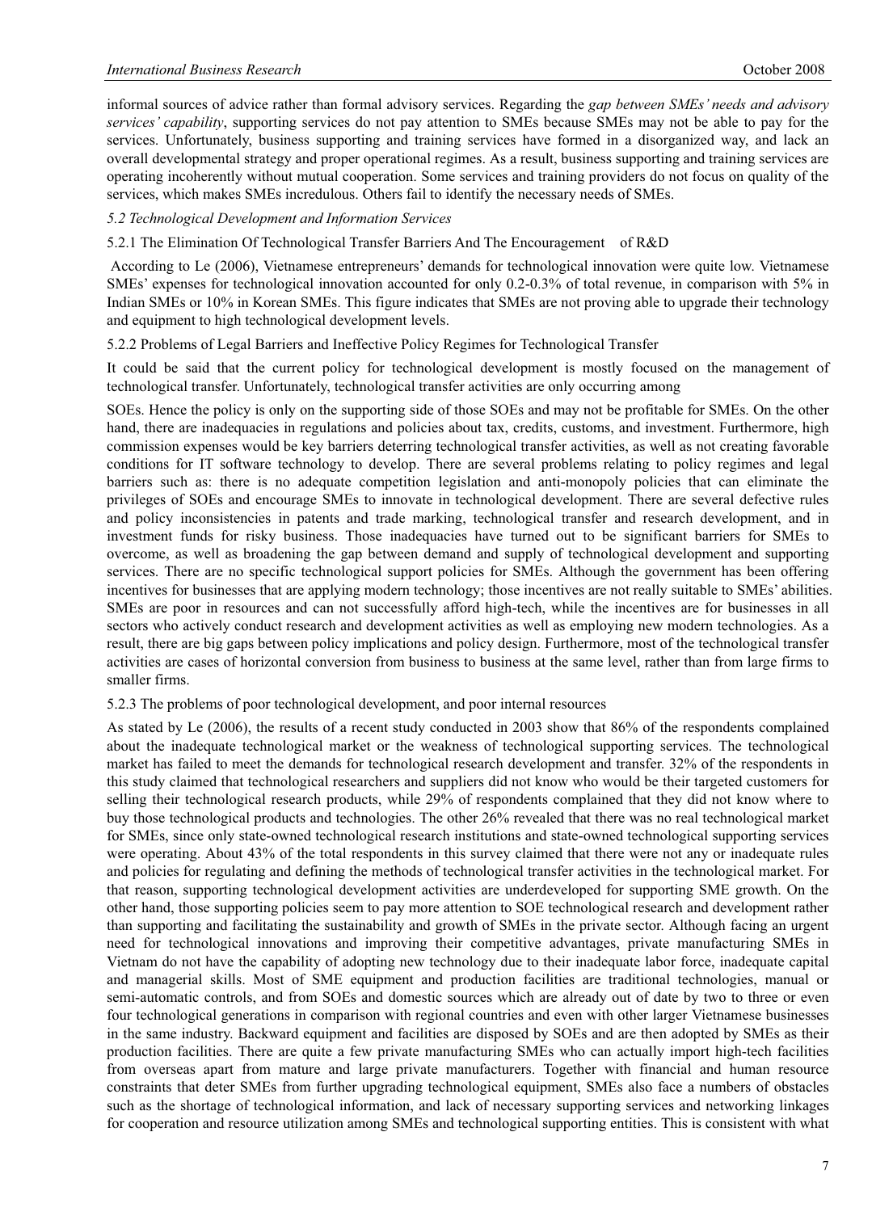informal sources of advice rather than formal advisory services. Regarding the *gap between SMEs' needs and advisory services' capability*, supporting services do not pay attention to SMEs because SMEs may not be able to pay for the services. Unfortunately, business supporting and training services have formed in a disorganized way, and lack an overall developmental strategy and proper operational regimes. As a result, business supporting and training services are operating incoherently without mutual cooperation. Some services and training providers do not focus on quality of the services, which makes SMEs incredulous. Others fail to identify the necessary needs of SMEs.

### *5.2 Technological Development and Information Services*

#### 5.2.1 The Elimination Of Technological Transfer Barriers And The Encouragement of R&D

According to Le (2006), Vietnamese entrepreneurs' demands for technological innovation were quite low. Vietnamese SMEs' expenses for technological innovation accounted for only 0.2-0.3% of total revenue, in comparison with 5% in Indian SMEs or 10% in Korean SMEs. This figure indicates that SMEs are not proving able to upgrade their technology and equipment to high technological development levels.

#### 5.2.2 Problems of Legal Barriers and Ineffective Policy Regimes for Technological Transfer

It could be said that the current policy for technological development is mostly focused on the management of technological transfer. Unfortunately, technological transfer activities are only occurring among

SOEs. Hence the policy is only on the supporting side of those SOEs and may not be profitable for SMEs. On the other hand, there are inadequacies in regulations and policies about tax, credits, customs, and investment. Furthermore, high commission expenses would be key barriers deterring technological transfer activities, as well as not creating favorable conditions for IT software technology to develop. There are several problems relating to policy regimes and legal barriers such as: there is no adequate competition legislation and anti-monopoly policies that can eliminate the privileges of SOEs and encourage SMEs to innovate in technological development. There are several defective rules and policy inconsistencies in patents and trade marking, technological transfer and research development, and in investment funds for risky business. Those inadequacies have turned out to be significant barriers for SMEs to overcome, as well as broadening the gap between demand and supply of technological development and supporting services. There are no specific technological support policies for SMEs. Although the government has been offering incentives for businesses that are applying modern technology; those incentives are not really suitable to SMEs' abilities. SMEs are poor in resources and can not successfully afford high-tech, while the incentives are for businesses in all sectors who actively conduct research and development activities as well as employing new modern technologies. As a result, there are big gaps between policy implications and policy design. Furthermore, most of the technological transfer activities are cases of horizontal conversion from business to business at the same level, rather than from large firms to smaller firms.

#### 5.2.3 The problems of poor technological development, and poor internal resources

As stated by Le (2006), the results of a recent study conducted in 2003 show that 86% of the respondents complained about the inadequate technological market or the weakness of technological supporting services. The technological market has failed to meet the demands for technological research development and transfer. 32% of the respondents in this study claimed that technological researchers and suppliers did not know who would be their targeted customers for selling their technological research products, while 29% of respondents complained that they did not know where to buy those technological products and technologies. The other 26% revealed that there was no real technological market for SMEs, since only state-owned technological research institutions and state-owned technological supporting services were operating. About 43% of the total respondents in this survey claimed that there were not any or inadequate rules and policies for regulating and defining the methods of technological transfer activities in the technological market. For that reason, supporting technological development activities are underdeveloped for supporting SME growth. On the other hand, those supporting policies seem to pay more attention to SOE technological research and development rather than supporting and facilitating the sustainability and growth of SMEs in the private sector. Although facing an urgent need for technological innovations and improving their competitive advantages, private manufacturing SMEs in Vietnam do not have the capability of adopting new technology due to their inadequate labor force, inadequate capital and managerial skills. Most of SME equipment and production facilities are traditional technologies, manual or semi-automatic controls, and from SOEs and domestic sources which are already out of date by two to three or even four technological generations in comparison with regional countries and even with other larger Vietnamese businesses in the same industry. Backward equipment and facilities are disposed by SOEs and are then adopted by SMEs as their production facilities. There are quite a few private manufacturing SMEs who can actually import high-tech facilities from overseas apart from mature and large private manufacturers. Together with financial and human resource constraints that deter SMEs from further upgrading technological equipment, SMEs also face a numbers of obstacles such as the shortage of technological information, and lack of necessary supporting services and networking linkages for cooperation and resource utilization among SMEs and technological supporting entities. This is consistent with what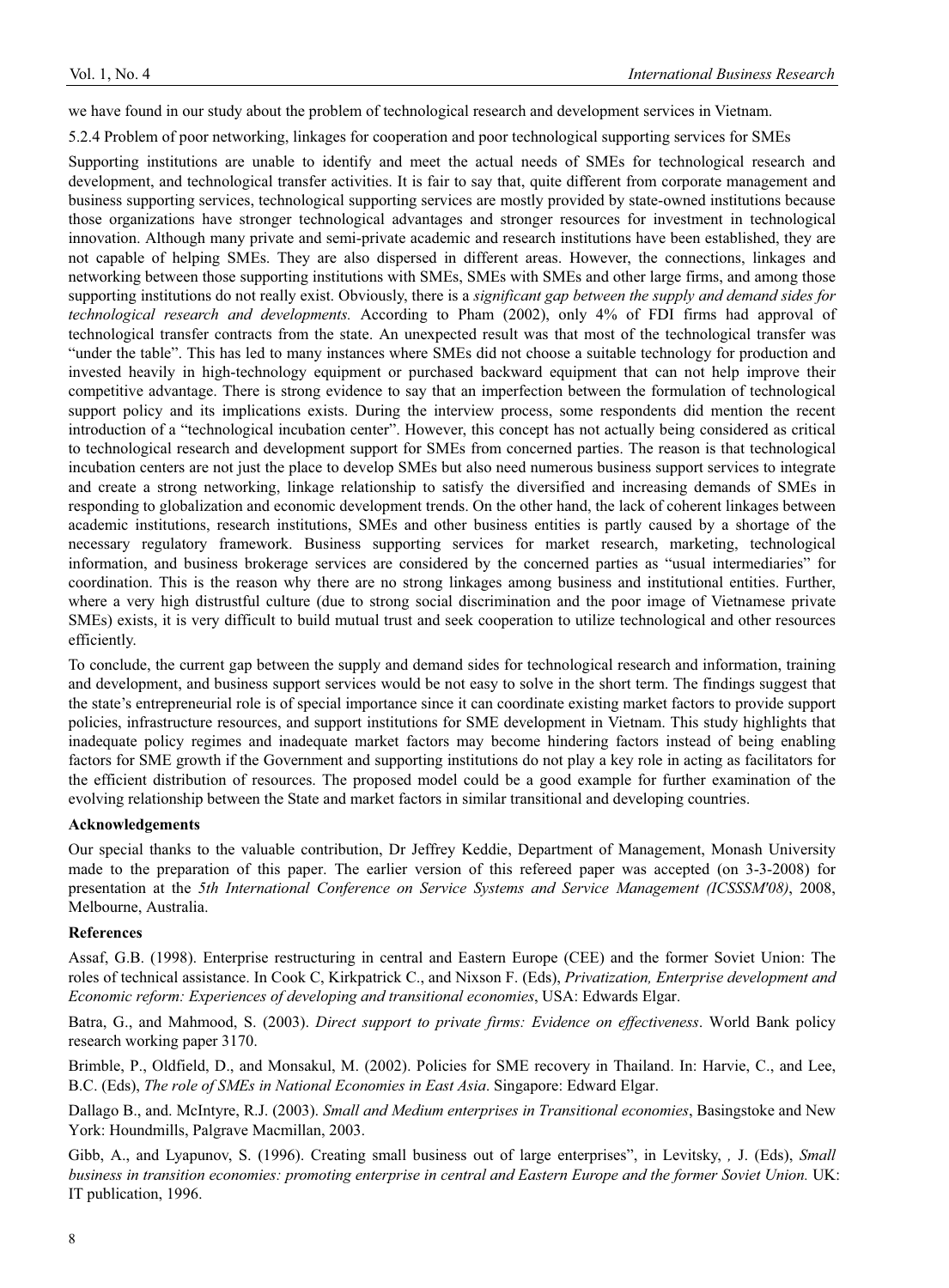we have found in our study about the problem of technological research and development services in Vietnam.

5.2.4 Problem of poor networking, linkages for cooperation and poor technological supporting services for SMEs

Supporting institutions are unable to identify and meet the actual needs of SMEs for technological research and development, and technological transfer activities. It is fair to say that, quite different from corporate management and business supporting services, technological supporting services are mostly provided by state-owned institutions because those organizations have stronger technological advantages and stronger resources for investment in technological innovation. Although many private and semi-private academic and research institutions have been established, they are not capable of helping SMEs. They are also dispersed in different areas. However, the connections, linkages and networking between those supporting institutions with SMEs, SMEs with SMEs and other large firms, and among those supporting institutions do not really exist. Obviously, there is a *significant gap between the supply and demand sides for technological research and developments.* According to Pham (2002), only 4% of FDI firms had approval of technological transfer contracts from the state. An unexpected result was that most of the technological transfer was "under the table". This has led to many instances where SMEs did not choose a suitable technology for production and invested heavily in high-technology equipment or purchased backward equipment that can not help improve their competitive advantage. There is strong evidence to say that an imperfection between the formulation of technological support policy and its implications exists. During the interview process, some respondents did mention the recent introduction of a "technological incubation center". However, this concept has not actually being considered as critical to technological research and development support for SMEs from concerned parties. The reason is that technological incubation centers are not just the place to develop SMEs but also need numerous business support services to integrate and create a strong networking, linkage relationship to satisfy the diversified and increasing demands of SMEs in responding to globalization and economic development trends. On the other hand, the lack of coherent linkages between academic institutions, research institutions, SMEs and other business entities is partly caused by a shortage of the necessary regulatory framework. Business supporting services for market research, marketing, technological information, and business brokerage services are considered by the concerned parties as "usual intermediaries" for coordination. This is the reason why there are no strong linkages among business and institutional entities. Further, where a very high distrustful culture (due to strong social discrimination and the poor image of Vietnamese private SMEs) exists, it is very difficult to build mutual trust and seek cooperation to utilize technological and other resources efficiently.

To conclude, the current gap between the supply and demand sides for technological research and information, training and development, and business support services would be not easy to solve in the short term. The findings suggest that the state's entrepreneurial role is of special importance since it can coordinate existing market factors to provide support policies, infrastructure resources, and support institutions for SME development in Vietnam. This study highlights that inadequate policy regimes and inadequate market factors may become hindering factors instead of being enabling factors for SME growth if the Government and supporting institutions do not play a key role in acting as facilitators for the efficient distribution of resources. The proposed model could be a good example for further examination of the evolving relationship between the State and market factors in similar transitional and developing countries.

**Acknowledgements**

Our special thanks to the valuable contribution, Dr Jeffrey Keddie, Department of Management, Monash University made to the preparation of this paper. The earlier version of this refereed paper was accepted (on 3-3-2008) for presentation at the *5th International Conference on Service Systems and Service Management (ICSSSM'08)*, 2008, Melbourne, Australia.

**References**

Assaf, G.B. (1998). Enterprise restructuring in central and Eastern Europe (CEE) and the former Soviet Union: The roles of technical assistance. In Cook C, Kirkpatrick C., and Nixson F. (Eds), *Privatization, Enterprise development and Economic reform: Experiences of developing and transitional economies*, USA: Edwards Elgar.

Batra, G., and Mahmood, S. (2003). *Direct support to private firms: Evidence on effectiveness*. World Bank policy research working paper 3170.

Brimble, P., Oldfield, D., and Monsakul, M. (2002). Policies for SME recovery in Thailand. In: Harvie, C., and Lee, B.C. (Eds), *The role of SMEs in National Economies in East Asia*. Singapore: Edward Elgar.

Dallago B., and. McIntyre, R.J. (2003). *Small and Medium enterprises in Transitional economies*, Basingstoke and New York: Houndmills, Palgrave Macmillan, 2003.

Gibb, A., and Lyapunov, S. (1996). Creating small business out of large enterprises", in Levitsky, *,* J. (Eds), *Small business in transition economies: promoting enterprise in central and Eastern Europe and the former Soviet Union.* UK: IT publication, 1996.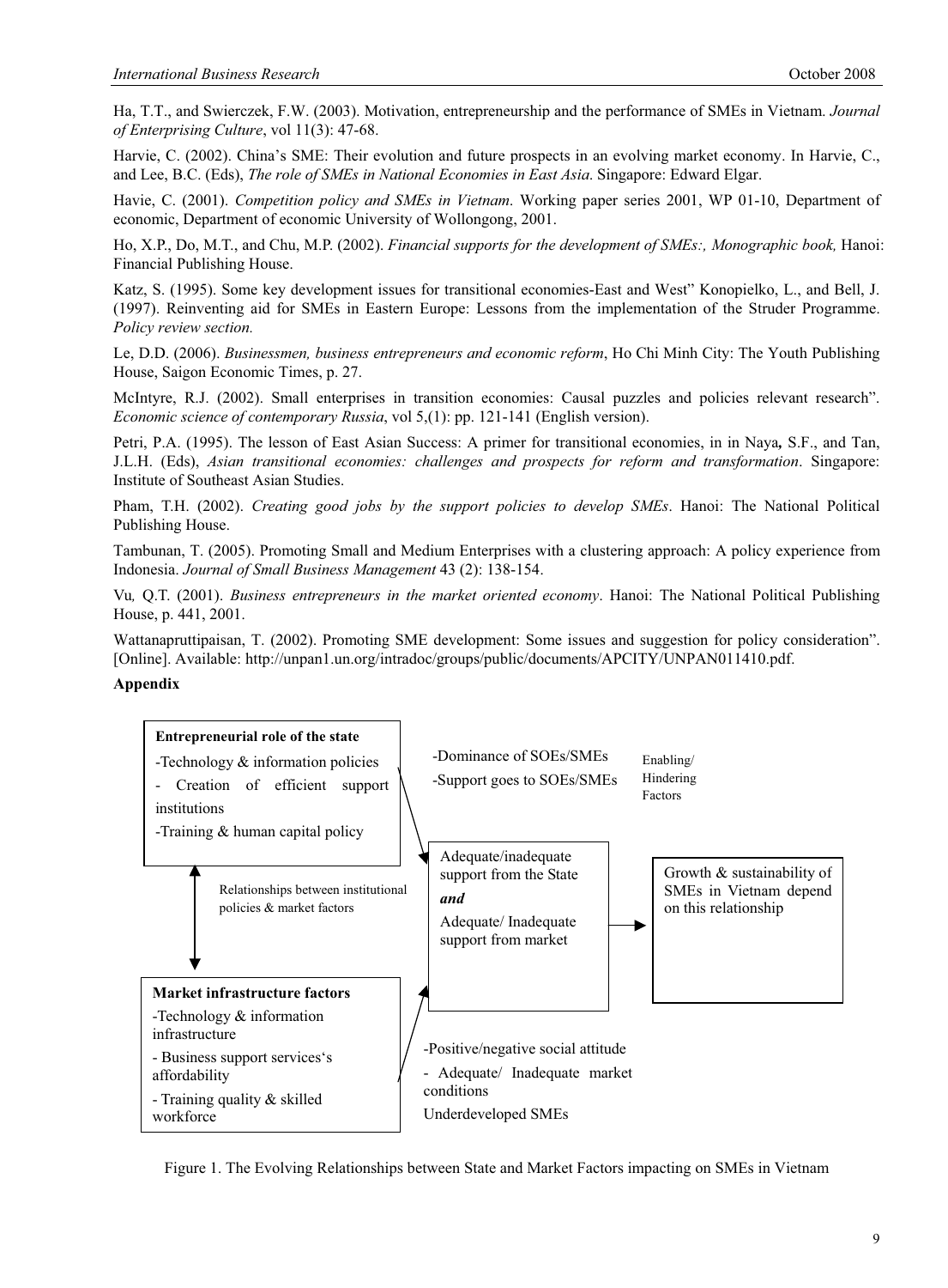Ha, T.T., and Swierczek, F.W. (2003). Motivation, entrepreneurship and the performance of SMEs in Vietnam. *Journal of Enterprising Culture*, vol 11(3): 47-68.

Harvie, C. (2002). China's SME: Their evolution and future prospects in an evolving market economy. In Harvie, C., and Lee, B.C. (Eds), *The role of SMEs in National Economies in East Asia*. Singapore: Edward Elgar.

Havie, C. (2001). *Competition policy and SMEs in Vietnam*. Working paper series 2001, WP 01-10, Department of economic, Department of economic University of Wollongong, 2001.

Ho, X.P., Do, M.T., and Chu, M.P. (2002). *Financial supports for the development of SMEs:, Monographic book,* Hanoi: Financial Publishing House.

Katz, S. (1995). Some key development issues for transitional economies-East and West" Konopielko, L., and Bell, J. (1997). Reinventing aid for SMEs in Eastern Europe: Lessons from the implementation of the Struder Programme. *Policy review section.*

Le, D.D. (2006). *Businessmen, business entrepreneurs and economic reform*, Ho Chi Minh City: The Youth Publishing House, Saigon Economic Times, p. 27.

McIntyre, R.J. (2002). Small enterprises in transition economies: Causal puzzles and policies relevant research". *Economic science of contemporary Russia*, vol 5,(1): pp. 121-141 (English version).

Petri, P.A. (1995). The lesson of East Asian Success: A primer for transitional economies, in in Naya**,** S.F., and Tan, J.L.H. (Eds), *Asian transitional economies: challenges and prospects for reform and transformation*. Singapore: Institute of Southeast Asian Studies.

Pham, T.H. (2002). *Creating good jobs by the support policies to develop SMEs*. Hanoi: The National Political Publishing House.

Tambunan, T. (2005). Promoting Small and Medium Enterprises with a clustering approach: A policy experience from Indonesia. *Journal of Small Business Management* 43 (2): 138-154.

Vu*,* Q.T. (2001). *Business entrepreneurs in the market oriented economy*. Hanoi: The National Political Publishing House, p. 441, 2001.

Wattanapruttipaisan, T. (2002). Promoting SME development: Some issues and suggestion for policy consideration". [Online]. Available: http://unpan1.un.org/intradoc/groups/public/documents/APCITY/UNPAN011410.pdf.

**Appendix**

**Entrepreneurial role of the state**
-Technology & information policies
- Creation of efficient support institutions
-Training & human capital policy

-Dominance of SOEs/SMEs
-Support goes to SOEs/SMEs

Enabling/ Hindering Factors

Relationships between institutional policies & market factors

Adequate/inadequate support from the State
***and***
Adequate/ Inadequate support from market

Growth & sustainability of SMEs in Vietnam depend on this relationship

**Market infrastructure factors**
-Technology & information infrastructure
- Business support services's affordability
- Training quality & skilled workforce

-Positive/negative social attitude
- Adequate/ Inadequate market conditions
Underdeveloped SMEs

Figure 1. The Evolving Relationships between State and Market Factors impacting on SMEs in Vietnam